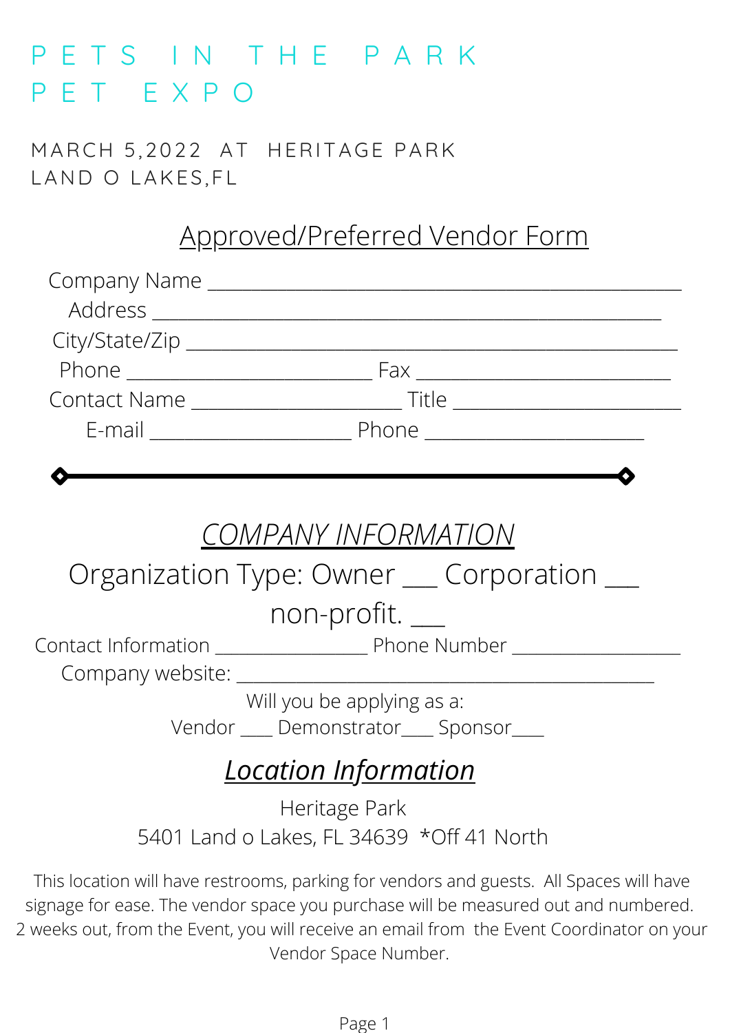# PETS IN THE PARK PET EXPO

MARCH 5,2022 AT HERITAGE PARK
LAND O LAKES,FL

## Approved/Preferred Vendor Form

Company Name ______________________________________________

Address _______________________________________________

City/State/Zip ______________________________________________

Phone ________________________ Fax ________________________

Contact Name ____________________ Title ______________________

E-mail ____________________ Phone ______________________

---

## *COMPANY INFORMATION*

Organization Type: Owner ___ Corporation ___ non-profit. ___

Contact Information _______________ Phone Number _________________

Company website: __________________________________________

Will you be applying as a:

Vendor ___ Demonstrator___ Sponsor___

## *Location Information*

Heritage Park
5401 Land o Lakes, FL 34639 *Off 41 North

This location will have restrooms, parking for vendors and guests. All Spaces will have signage for ease. The vendor space you purchase will be measured out and numbered. 2 weeks out, from the Event, you will receive an email from the Event Coordinator on your Vendor Space Number.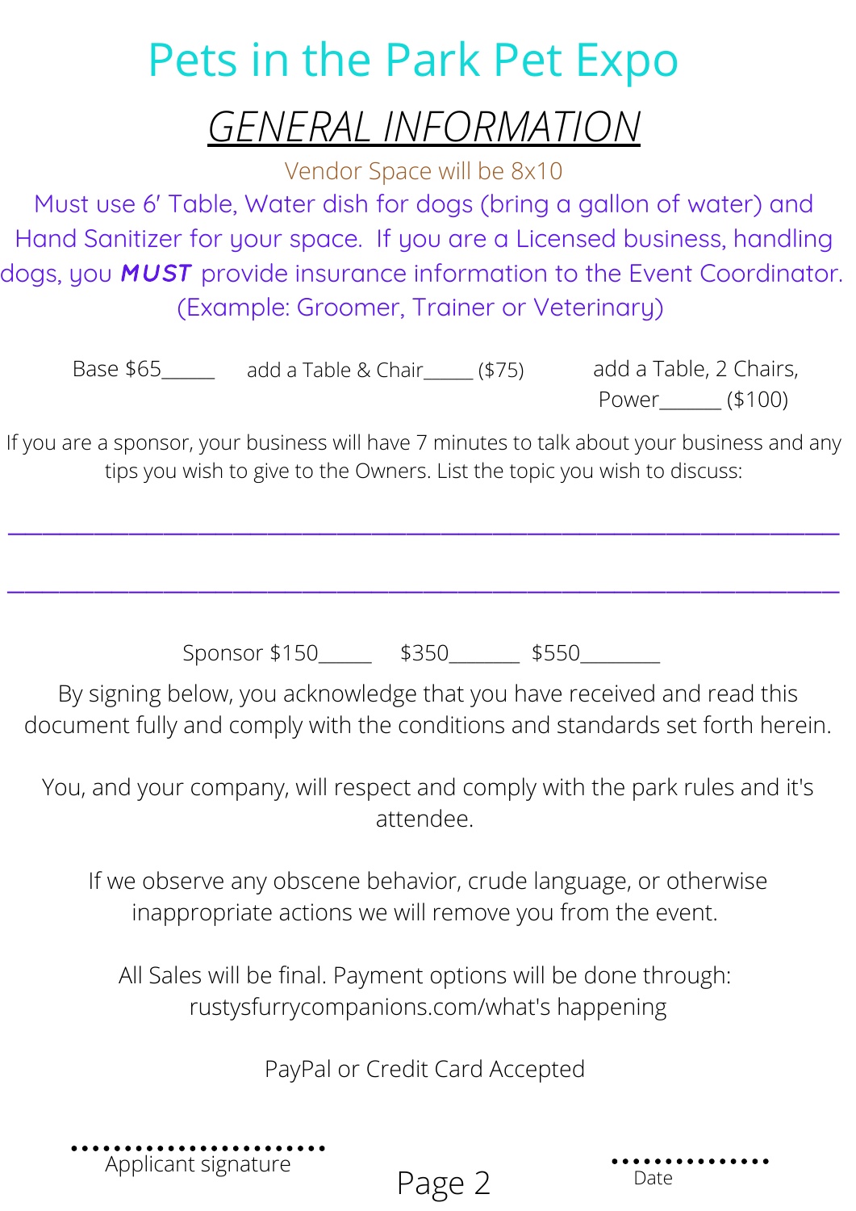# Pets in the Park Pet Expo

## *GENERAL INFORMATION*

Vendor Space will be 8x10

Must use 6' Table, Water dish for dogs (bring a gallon of water) and Hand Sanitizer for your space. If you are a Licensed business, handling dogs, you ***MUST*** provide insurance information to the Event Coordinator. (Example: Groomer, Trainer or Veterinary)

Base $65_____ add a Table & Chair_____ ($75) add a Table, 2 Chairs, Power______ ($100)

If you are a sponsor, your business will have 7 minutes to talk about your business and any tips you wish to give to the Owners. List the topic you wish to discuss:

________________________________________________________________

________________________________________________________________

Sponsor $150_____ $350_______ $550________

By signing below, you acknowledge that you have received and read this document fully and comply with the conditions and standards set forth herein.

You, and your company, will respect and comply with the park rules and it's attendee.

If we observe any obscene behavior, crude language, or otherwise inappropriate actions we will remove you from the event.

All Sales will be final. Payment options will be done through: rustysfurrycompanions.com/what's happening

PayPal or Credit Card Accepted

........................
Applicant signature

................
Date